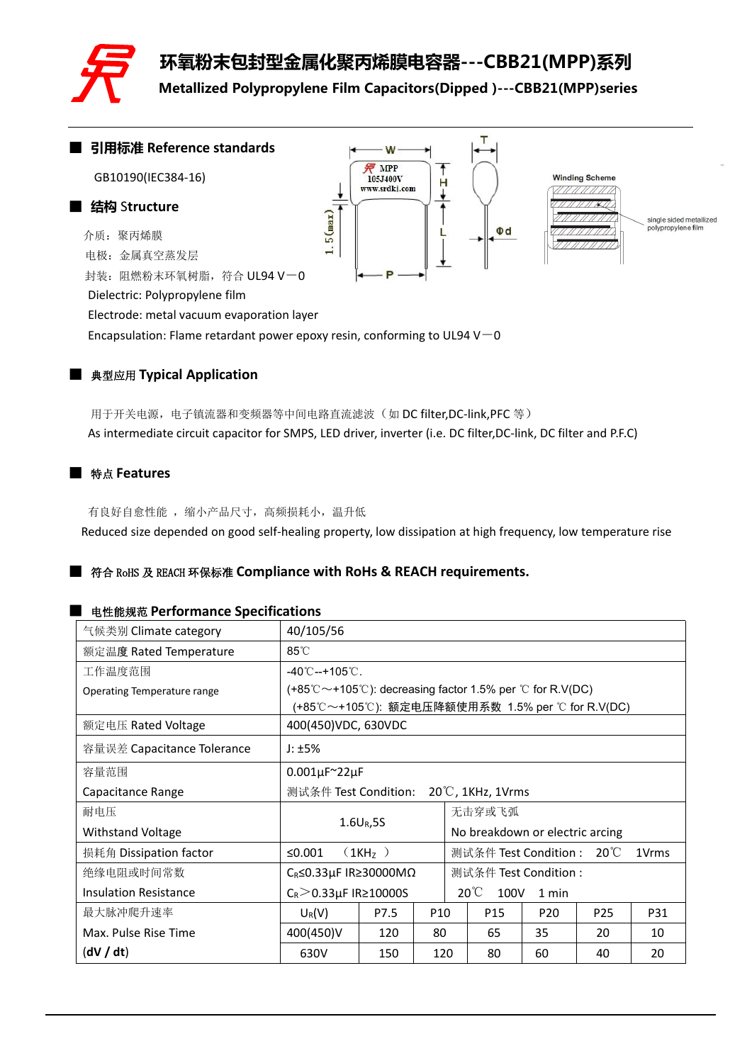# 环氧粉末包封型金属化聚丙烯膜电容器---CBB21(MPP)系列

## Metallized Polypropylene Film Capacitors(Dipped )---CBB21(MPP)series

## ■ 引用标准 Reference standards

GB10190(IEC384-16)

## ■ 结构 Structure

介质：聚丙烯膜

电极：金属真空蒸发层

封装：阻燃粉末环氧树脂，符合 UL94 V－0

Dielectric: Polypropylene film

Electrode: metal vacuum evaporation layer

Encapsulation: Flame retardant power epoxy resin, conforming to UL94 V－0

## ■ 典型应用 Typical Application

用于开关电源，电子镇流器和变频器等中间电路直流滤波（如 DC filter,DC-link,PFC 等）

As intermediate circuit capacitor for SMPS, LED driver, inverter (i.e. DC filter,DC-link, DC filter and P.F.C)

## ■ 特点 Features

有良好自愈性能 ，缩小产品尺寸，高频损耗小，温升低

Reduced size depended on good self-healing property, low dissipation at high frequency, low temperature rise

## ■ 符合 RoHS 及 REACH 环保标准 Compliance with RoHS & REACH requirements.

## ■ 电性能规范 Performance Specifications

| 气候类别 Climate category | 40/105/56 | | | | | |
|---|---|---|---|---|---|---|
| 额定温度 Rated Temperature | 85℃ | | | | | |
| 工作温度范围 Operating Temperature range | -40℃--+105℃. (+85℃～+105℃): decreasing factor 1.5% per ℃ for R.V(DC) (+85℃～+105℃): 额定电压降额使用系数 1.5% per ℃ for R.V(DC) | | | | | |
| 额定电压 Rated Voltage | 400(450)VDC, 630VDC | | | | | |
| 容量误差 Capacitance Tolerance | J: ±5% | | | | | |
| 容量范围 Capacitance Range | 0.001μF~22μF 测试条件 Test Condition: 20℃, 1KHz, 1Vrms | | | | | |
| 耐电压 Withstand Voltage | $1.6U_R$,5S | | 无击穿或飞弧 No breakdown or electric arcing | | | |
| 损耗角 Dissipation factor | ≤0.001 （1KHz ） | | 测试条件 Test Condition： 20℃ 1Vrms | | | |
| 绝缘电阻或时间常数 Insulation Resistance | $C_R$≤0.33μF IR≥30000MΩ $C_R$＞0.33μF IR≥10000S | | 测试条件 Test Condition： 20℃ 100V 1 min | | | |
| 最大脉冲爬升速率 Max. Pulse Rise Time (dV / dt) | $U_R$(V) | P7.5 | P10 | P15 | P20 | P25 | P31 |
| | 400(450)V | 120 | 80 | 65 | 35 | 20 | 10 |
| | 630V | 150 | 120 | 80 | 60 | 40 | 20 |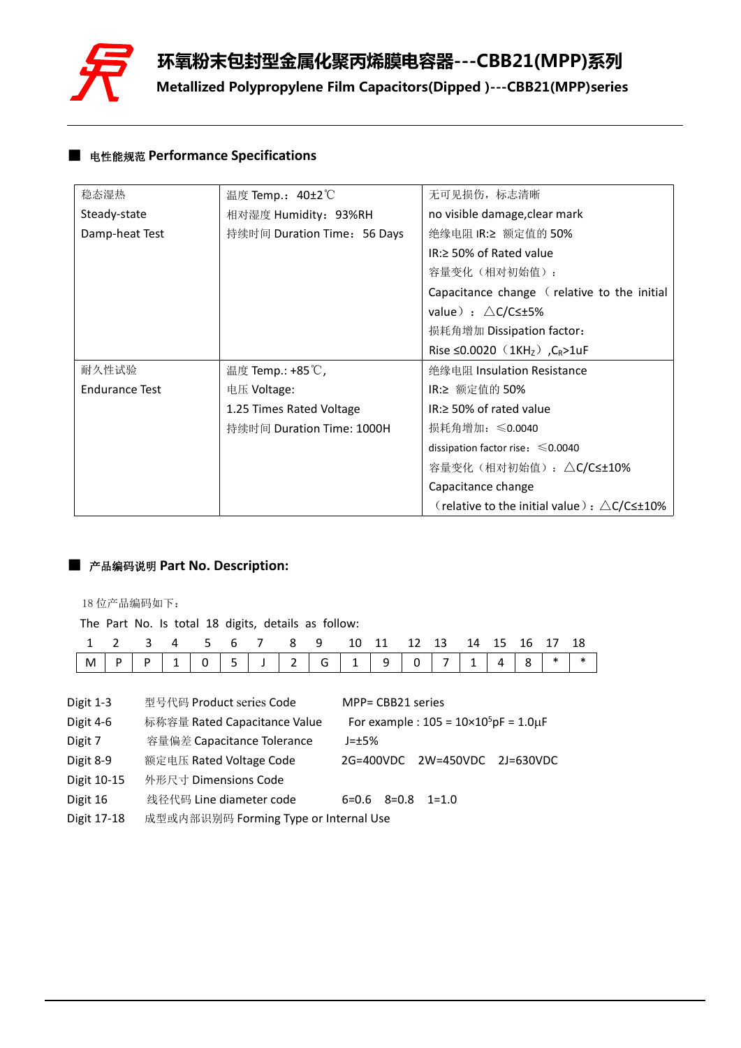# 环氧粉末包封型金属化聚丙烯膜电容器---CBB21(MPP)系列

**Metallized Polypropylene Film Capacitors(Dipped )---CBB21(MPP)series**

## ■ 电性能规范 Performance Specifications

| | | |
|---|---|---|
| 稳态湿热<br>Steady-state<br>Damp-heat Test | 温度 Temp.：40±2℃<br>相对湿度 Humidity：93%RH<br>持续时间 Duration Time：56 Days | 无可见损伤，标志清晰<br>no visible damage,clear mark<br>绝缘电阻 IR:≥ 额定值的 50%<br>IR:≥ 50% of Rated value<br>容量变化（相对初始值）：<br>Capacitance change （relative to the initial value）：△C/C≤±5%<br>损耗角增加 Dissipation factor:<br>Rise ≤0.0020（1KH$_Z$）,$C_R$>1uF |
| 耐久性试验<br>Endurance Test | 温度 Temp.: +85℃,<br>电压 Voltage:<br>1.25 Times Rated Voltage<br>持续时间 Duration Time: 1000H | 绝缘电阻 Insulation Resistance<br>IR:≥ 额定值的 50%<br>IR:≥ 50% of rated value<br>损耗角增加：≤0.0040<br>dissipation factor rise：≤0.0040<br>容量变化（相对初始值）：△C/C≤±10%<br>Capacitance change<br>（relative to the initial value）：△C/C≤±10% |

## ■ 产品编码说明 Part No. Description:

18 位产品编码如下：

The Part No. Is total 18 digits, details as follow:

| 1 | 2 | 3 | 4 | 5 | 6 | 7 | 8 | 9 | 10 | 11 | 12 | 13 | 14 | 15 | 16 | 17 | 18 |
|---|---|---|---|---|---|---|---|---|---|---|---|---|---|---|---|---|---|
| M | P | P | 1 | 0 | 5 | J | 2 | G | 1 | 9 | 0 | 7 | 1 | 4 | 8 | * | * |

| | | |
|---|---|---|
| Digit 1-3 | 型号代码 Product series Code | MPP= CBB21 series |
| Digit 4-6 | 标称容量 Rated Capacitance Value | For example : 105 = 10×10$^5$pF = 1.0μF |
| Digit 7 | 容量偏差 Capacitance Tolerance | J=±5% |
| Digit 8-9 | 额定电压 Rated Voltage Code | 2G=400VDC 2W=450VDC 2J=630VDC |
| Digit 10-15 | 外形尺寸 Dimensions Code | |
| Digit 16 | 线径代码 Line diameter code | 6=0.6 8=0.8 1=1.0 |
| Digit 17-18 | 成型或内部识别码 Forming Type or Internal Use | |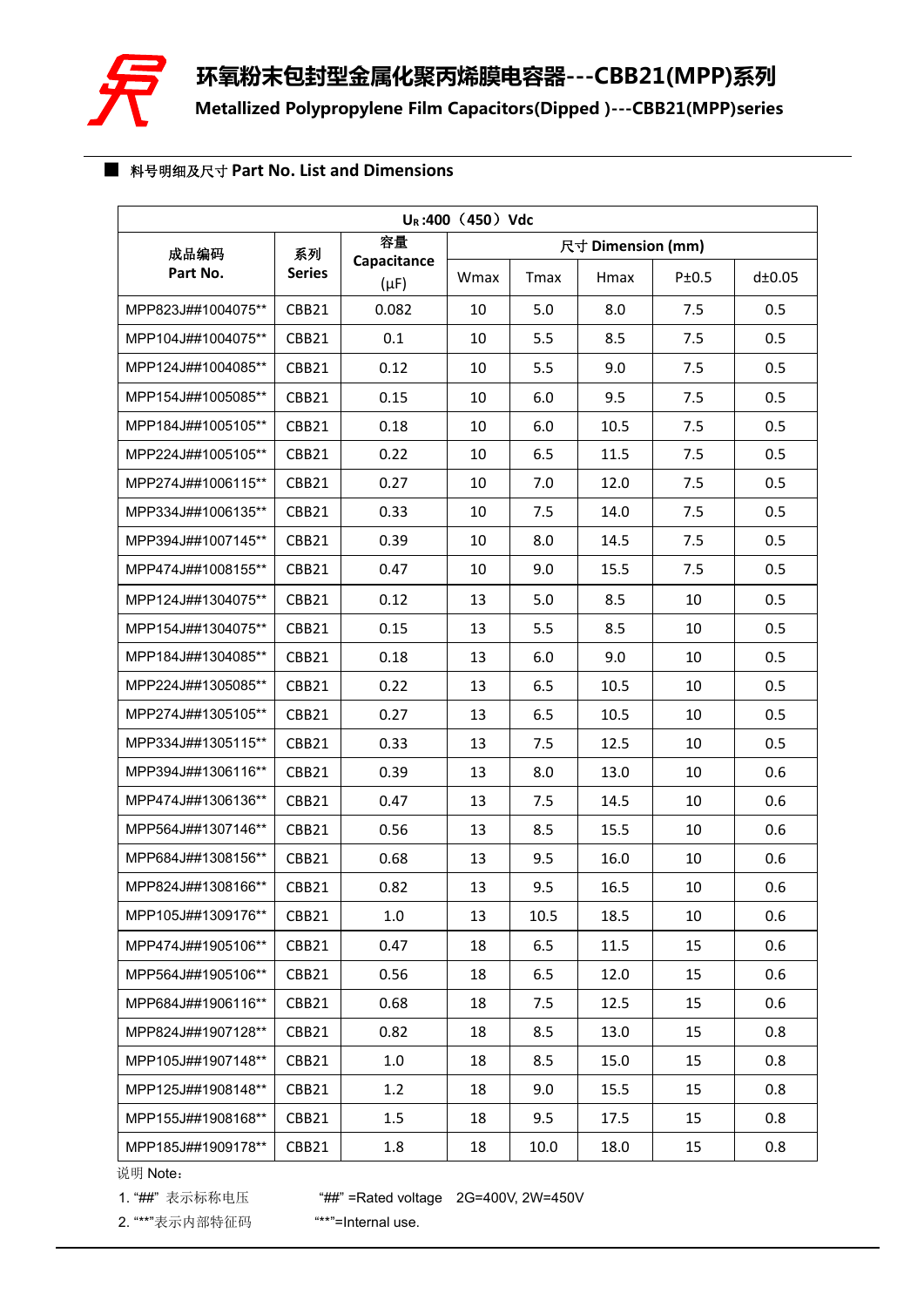# 环氧粉末包封型金属化聚丙烯膜电容器---CBB21(MPP)系列

**Metallized Polypropylene Film Capacitors(Dipped )---CBB21(MPP)series**

## ■ 料号明细及尺寸 Part No. List and Dimensions

| $U_R$:400（450）Vdc | | | | | | | |
|---|---|---|---|---|---|---|---|
| 成品编码 Part No. | 系列 Series | 容量 Capacitance (μF) | 尺寸 Dimension (mm) | | | | |
| | | | Wmax | Tmax | Hmax | P±0.5 | d±0.05 |
| MPP823J##1004075** | CBB21 | 0.082 | 10 | 5.0 | 8.0 | 7.5 | 0.5 |
| MPP104J##1004075** | CBB21 | 0.1 | 10 | 5.5 | 8.5 | 7.5 | 0.5 |
| MPP124J##1004085** | CBB21 | 0.12 | 10 | 5.5 | 9.0 | 7.5 | 0.5 |
| MPP154J##1005085** | CBB21 | 0.15 | 10 | 6.0 | 9.5 | 7.5 | 0.5 |
| MPP184J##1005105** | CBB21 | 0.18 | 10 | 6.0 | 10.5 | 7.5 | 0.5 |
| MPP224J##1005105** | CBB21 | 0.22 | 10 | 6.5 | 11.5 | 7.5 | 0.5 |
| MPP274J##1006115** | CBB21 | 0.27 | 10 | 7.0 | 12.0 | 7.5 | 0.5 |
| MPP334J##1006135** | CBB21 | 0.33 | 10 | 7.5 | 14.0 | 7.5 | 0.5 |
| MPP394J##1007145** | CBB21 | 0.39 | 10 | 8.0 | 14.5 | 7.5 | 0.5 |
| MPP474J##1008155** | CBB21 | 0.47 | 10 | 9.0 | 15.5 | 7.5 | 0.5 |
| MPP124J##1304075** | CBB21 | 0.12 | 13 | 5.0 | 8.5 | 10 | 0.5 |
| MPP154J##1304075** | CBB21 | 0.15 | 13 | 5.5 | 8.5 | 10 | 0.5 |
| MPP184J##1304085** | CBB21 | 0.18 | 13 | 6.0 | 9.0 | 10 | 0.5 |
| MPP224J##1305085** | CBB21 | 0.22 | 13 | 6.5 | 10.5 | 10 | 0.5 |
| MPP274J##1305105** | CBB21 | 0.27 | 13 | 6.5 | 10.5 | 10 | 0.5 |
| MPP334J##1305115** | CBB21 | 0.33 | 13 | 7.5 | 12.5 | 10 | 0.5 |
| MPP394J##1306116** | CBB21 | 0.39 | 13 | 8.0 | 13.0 | 10 | 0.6 |
| MPP474J##1306136** | CBB21 | 0.47 | 13 | 7.5 | 14.5 | 10 | 0.6 |
| MPP564J##1307146** | CBB21 | 0.56 | 13 | 8.5 | 15.5 | 10 | 0.6 |
| MPP684J##1308156** | CBB21 | 0.68 | 13 | 9.5 | 16.0 | 10 | 0.6 |
| MPP824J##1308166** | CBB21 | 0.82 | 13 | 9.5 | 16.5 | 10 | 0.6 |
| MPP105J##1309176** | CBB21 | 1.0 | 13 | 10.5 | 18.5 | 10 | 0.6 |
| MPP474J##1905106** | CBB21 | 0.47 | 18 | 6.5 | 11.5 | 15 | 0.6 |
| MPP564J##1905106** | CBB21 | 0.56 | 18 | 6.5 | 12.0 | 15 | 0.6 |
| MPP684J##1906116** | CBB21 | 0.68 | 18 | 7.5 | 12.5 | 15 | 0.6 |
| MPP824J##1907128** | CBB21 | 0.82 | 18 | 8.5 | 13.0 | 15 | 0.8 |
| MPP105J##1907148** | CBB21 | 1.0 | 18 | 8.5 | 15.0 | 15 | 0.8 |
| MPP125J##1908148** | CBB21 | 1.2 | 18 | 9.0 | 15.5 | 15 | 0.8 |
| MPP155J##1908168** | CBB21 | 1.5 | 18 | 9.5 | 17.5 | 15 | 0.8 |
| MPP185J##1909178** | CBB21 | 1.8 | 18 | 10.0 | 18.0 | 15 | 0.8 |

说明 Note：

1. "##" 表示标称电压　　"##" =Rated voltage　2G=400V, 2W=450V
2. "**"表示内部特征码　　"**"=Internal use.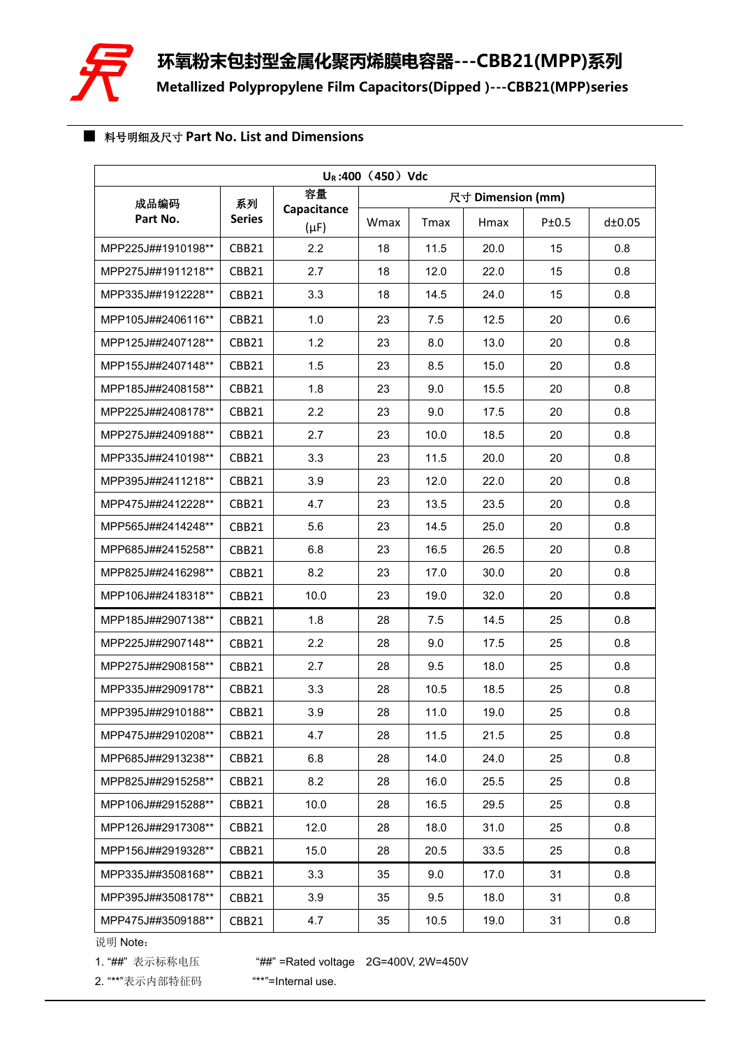# 环氧粉末包封型金属化聚丙烯膜电容器---CBB21(MPP)系列

## Metallized Polypropylene Film Capacitors(Dipped )---CBB21(MPP)series

■ 料号明细及尺寸 Part No. List and Dimensions

| $U_R$:400（450）Vdc | | | | | | | |
|---|---|---|---|---|---|---|---|
| 成品编码 Part No. | 系列 Series | 容量 Capacitance (μF) | 尺寸 Dimension (mm) | | | | |
| | | | Wmax | Tmax | Hmax | P±0.5 | d±0.05 |
| MPP225J##1910198** | CBB21 | 2.2 | 18 | 11.5 | 20.0 | 15 | 0.8 |
| MPP275J##1911218** | CBB21 | 2.7 | 18 | 12.0 | 22.0 | 15 | 0.8 |
| MPP335J##1912228** | CBB21 | 3.3 | 18 | 14.5 | 24.0 | 15 | 0.8 |
| MPP105J##2406116** | CBB21 | 1.0 | 23 | 7.5 | 12.5 | 20 | 0.6 |
| MPP125J##2407128** | CBB21 | 1.2 | 23 | 8.0 | 13.0 | 20 | 0.8 |
| MPP155J##2407148** | CBB21 | 1.5 | 23 | 8.5 | 15.0 | 20 | 0.8 |
| MPP185J##2408158** | CBB21 | 1.8 | 23 | 9.0 | 15.5 | 20 | 0.8 |
| MPP225J##2408178** | CBB21 | 2.2 | 23 | 9.0 | 17.5 | 20 | 0.8 |
| MPP275J##2409188** | CBB21 | 2.7 | 23 | 10.0 | 18.5 | 20 | 0.8 |
| MPP335J##2410198** | CBB21 | 3.3 | 23 | 11.5 | 20.0 | 20 | 0.8 |
| MPP395J##2411218** | CBB21 | 3.9 | 23 | 12.0 | 22.0 | 20 | 0.8 |
| MPP475J##2412228** | CBB21 | 4.7 | 23 | 13.5 | 23.5 | 20 | 0.8 |
| MPP565J##2414248** | CBB21 | 5.6 | 23 | 14.5 | 25.0 | 20 | 0.8 |
| MPP685J##2415258** | CBB21 | 6.8 | 23 | 16.5 | 26.5 | 20 | 0.8 |
| MPP825J##2416298** | CBB21 | 8.2 | 23 | 17.0 | 30.0 | 20 | 0.8 |
| MPP106J##2418318** | CBB21 | 10.0 | 23 | 19.0 | 32.0 | 20 | 0.8 |
| MPP185J##2907138** | CBB21 | 1.8 | 28 | 7.5 | 14.5 | 25 | 0.8 |
| MPP225J##2907148** | CBB21 | 2.2 | 28 | 9.0 | 17.5 | 25 | 0.8 |
| MPP275J##2908158** | CBB21 | 2.7 | 28 | 9.5 | 18.0 | 25 | 0.8 |
| MPP335J##2909178** | CBB21 | 3.3 | 28 | 10.5 | 18.5 | 25 | 0.8 |
| MPP395J##2910188** | CBB21 | 3.9 | 28 | 11.0 | 19.0 | 25 | 0.8 |
| MPP475J##2910208** | CBB21 | 4.7 | 28 | 11.5 | 21.5 | 25 | 0.8 |
| MPP685J##2913238** | CBB21 | 6.8 | 28 | 14.0 | 24.0 | 25 | 0.8 |
| MPP825J##2915258** | CBB21 | 8.2 | 28 | 16.0 | 25.5 | 25 | 0.8 |
| MPP106J##2915288** | CBB21 | 10.0 | 28 | 16.5 | 29.5 | 25 | 0.8 |
| MPP126J##2917308** | CBB21 | 12.0 | 28 | 18.0 | 31.0 | 25 | 0.8 |
| MPP156J##2919328** | CBB21 | 15.0 | 28 | 20.5 | 33.5 | 25 | 0.8 |
| MPP335J##3508168** | CBB21 | 3.3 | 35 | 9.0 | 17.0 | 31 | 0.8 |
| MPP395J##3508178** | CBB21 | 3.9 | 35 | 9.5 | 18.0 | 31 | 0.8 |
| MPP475J##3509188** | CBB21 | 4.7 | 35 | 10.5 | 19.0 | 31 | 0.8 |

说明 Note：

1. "##" 表示标称电压　　"##" =Rated voltage　2G=400V, 2W=450V
2. "**"表示内部特征码　　"**"=Internal use.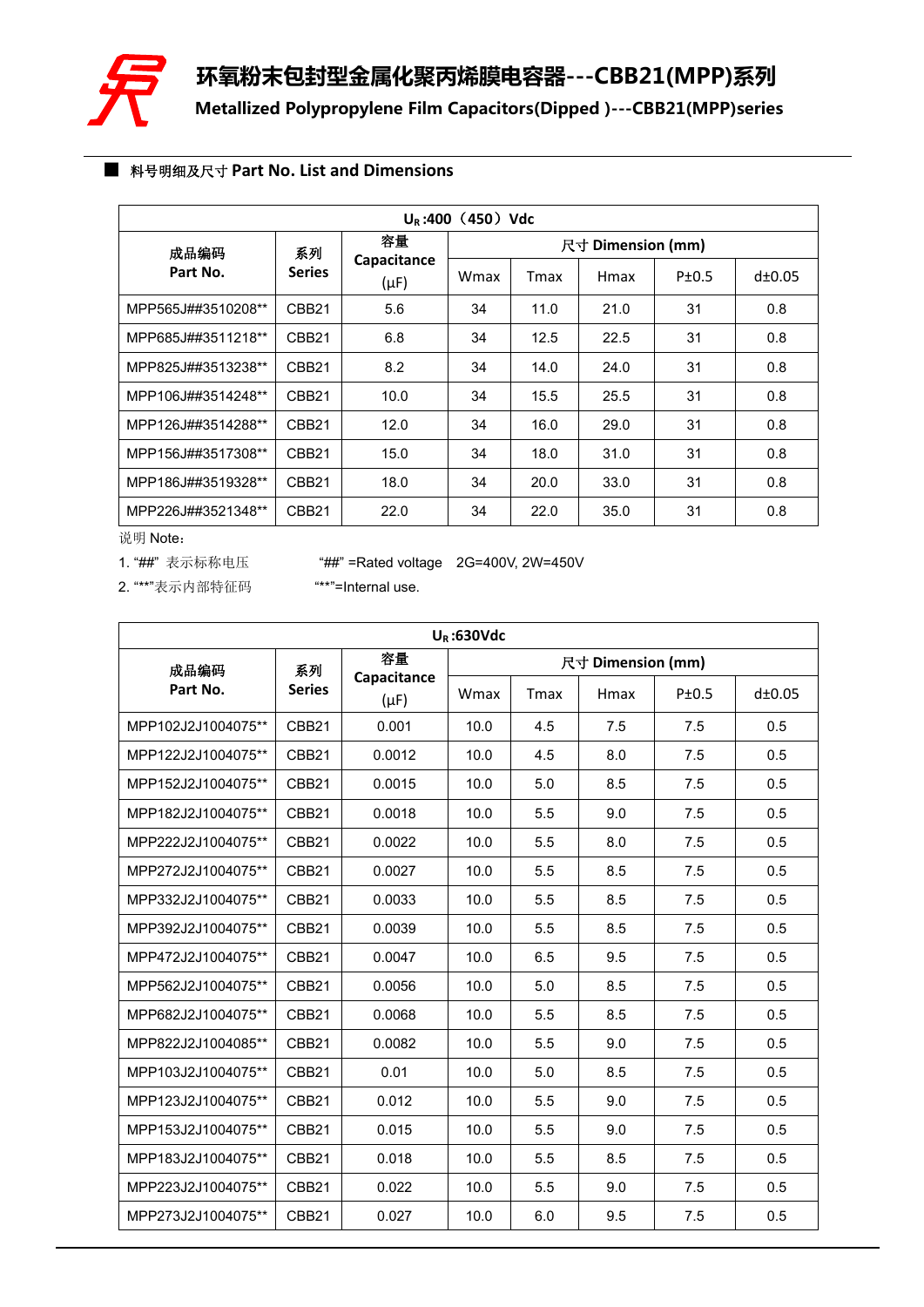# 环氧粉末包封型金属化聚丙烯膜电容器---CBB21(MPP)系列

**Metallized Polypropylene Film Capacitors(Dipped )---CBB21(MPP)series**

## ■ 料号明细及尺寸 Part No. List and Dimensions

| $U_R$:400（450）Vdc | | | | | | | |
|---|---|---|---|---|---|---|---|
| 成品编码 Part No. | 系列 Series | 容量 Capacitance (μF) | 尺寸 Dimension (mm) | | | | |
| | | | Wmax | Tmax | Hmax | P±0.5 | d±0.05 |
| MPP565J##3510208** | CBB21 | 5.6 | 34 | 11.0 | 21.0 | 31 | 0.8 |
| MPP685J##3511218** | CBB21 | 6.8 | 34 | 12.5 | 22.5 | 31 | 0.8 |
| MPP825J##3513238** | CBB21 | 8.2 | 34 | 14.0 | 24.0 | 31 | 0.8 |
| MPP106J##3514248** | CBB21 | 10.0 | 34 | 15.5 | 25.5 | 31 | 0.8 |
| MPP126J##3514288** | CBB21 | 12.0 | 34 | 16.0 | 29.0 | 31 | 0.8 |
| MPP156J##3517308** | CBB21 | 15.0 | 34 | 18.0 | 31.0 | 31 | 0.8 |
| MPP186J##3519328** | CBB21 | 18.0 | 34 | 20.0 | 33.0 | 31 | 0.8 |
| MPP226J##3521348** | CBB21 | 22.0 | 34 | 22.0 | 35.0 | 31 | 0.8 |

说明 Note：

1. “##” 表示标称电压　　"##" =Rated voltage　2G=400V, 2W=450V
2. “**”表示内部特征码　　"**"=Internal use.

| $U_R$:630Vdc | | | | | | | |
|---|---|---|---|---|---|---|---|
| 成品编码 Part No. | 系列 Series | 容量 Capacitance (μF) | 尺寸 Dimension (mm) | | | | |
| | | | Wmax | Tmax | Hmax | P±0.5 | d±0.05 |
| MPP102J2J1004075** | CBB21 | 0.001 | 10.0 | 4.5 | 7.5 | 7.5 | 0.5 |
| MPP122J2J1004075** | CBB21 | 0.0012 | 10.0 | 4.5 | 8.0 | 7.5 | 0.5 |
| MPP152J2J1004075** | CBB21 | 0.0015 | 10.0 | 5.0 | 8.5 | 7.5 | 0.5 |
| MPP182J2J1004075** | CBB21 | 0.0018 | 10.0 | 5.5 | 9.0 | 7.5 | 0.5 |
| MPP222J2J1004075** | CBB21 | 0.0022 | 10.0 | 5.5 | 8.0 | 7.5 | 0.5 |
| MPP272J2J1004075** | CBB21 | 0.0027 | 10.0 | 5.5 | 8.5 | 7.5 | 0.5 |
| MPP332J2J1004075** | CBB21 | 0.0033 | 10.0 | 5.5 | 8.5 | 7.5 | 0.5 |
| MPP392J2J1004075** | CBB21 | 0.0039 | 10.0 | 5.5 | 8.5 | 7.5 | 0.5 |
| MPP472J2J1004075** | CBB21 | 0.0047 | 10.0 | 6.5 | 9.5 | 7.5 | 0.5 |
| MPP562J2J1004075** | CBB21 | 0.0056 | 10.0 | 5.0 | 8.5 | 7.5 | 0.5 |
| MPP682J2J1004075** | CBB21 | 0.0068 | 10.0 | 5.5 | 8.5 | 7.5 | 0.5 |
| MPP822J2J1004085** | CBB21 | 0.0082 | 10.0 | 5.5 | 9.0 | 7.5 | 0.5 |
| MPP103J2J1004075** | CBB21 | 0.01 | 10.0 | 5.0 | 8.5 | 7.5 | 0.5 |
| MPP123J2J1004075** | CBB21 | 0.012 | 10.0 | 5.5 | 9.0 | 7.5 | 0.5 |
| MPP153J2J1004075** | CBB21 | 0.015 | 10.0 | 5.5 | 9.0 | 7.5 | 0.5 |
| MPP183J2J1004075** | CBB21 | 0.018 | 10.0 | 5.5 | 8.5 | 7.5 | 0.5 |
| MPP223J2J1004075** | CBB21 | 0.022 | 10.0 | 5.5 | 9.0 | 7.5 | 0.5 |
| MPP273J2J1004075** | CBB21 | 0.027 | 10.0 | 6.0 | 9.5 | 7.5 | 0.5 |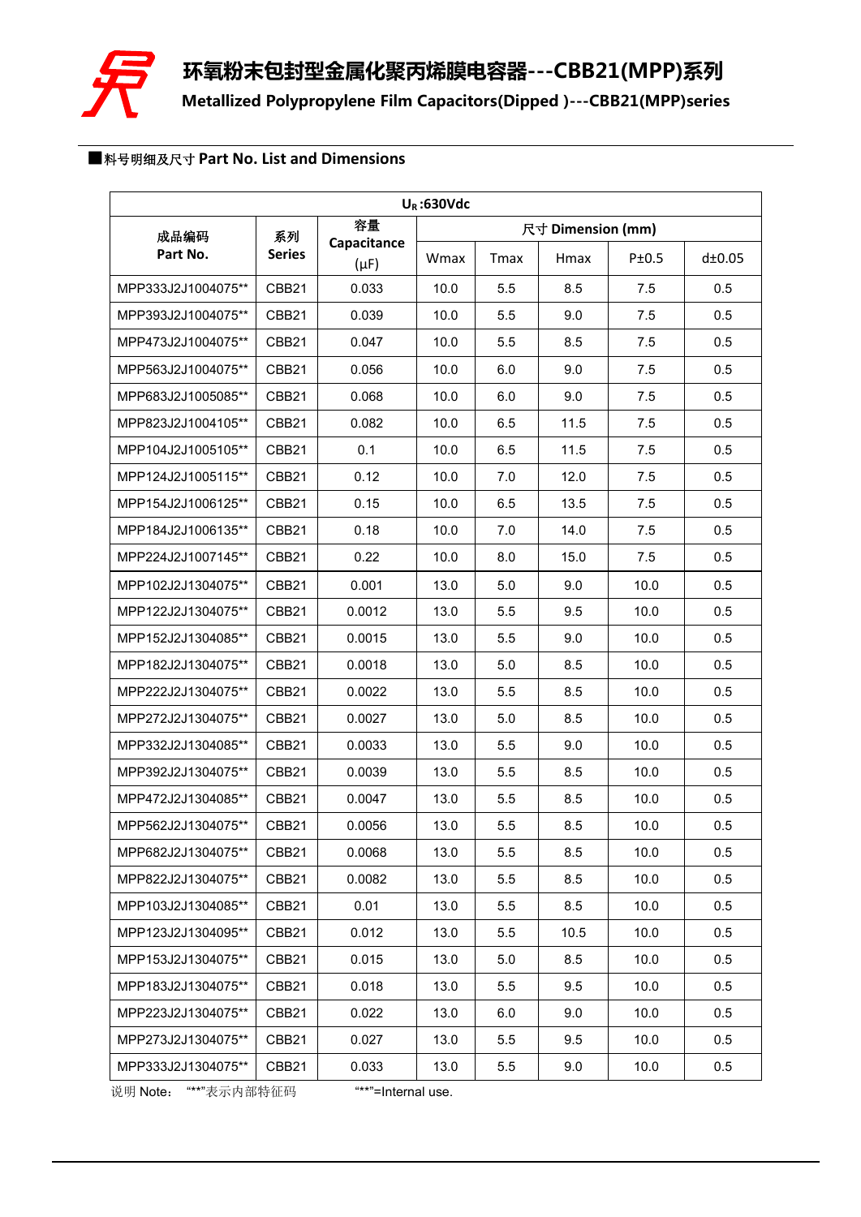# 环氧粉末包封型金属化聚丙烯膜电容器---CBB21(MPP)系列

**Metallized Polypropylene Film Capacitors(Dipped )---CBB21(MPP)series**

■料号明细及尺寸 **Part No. List and Dimensions**

| $U_R$:630Vdc | | | | | | | |
|---|---|---|---|---|---|---|---|
| 成品编码 Part No. | 系列 Series | 容量 Capacitance (μF) | 尺寸 Dimension (mm) | | | | |
| | | | Wmax | Tmax | Hmax | P±0.5 | d±0.05 |
| MPP333J2J1004075** | CBB21 | 0.033 | 10.0 | 5.5 | 8.5 | 7.5 | 0.5 |
| MPP393J2J1004075** | CBB21 | 0.039 | 10.0 | 5.5 | 9.0 | 7.5 | 0.5 |
| MPP473J2J1004075** | CBB21 | 0.047 | 10.0 | 5.5 | 8.5 | 7.5 | 0.5 |
| MPP563J2J1004075** | CBB21 | 0.056 | 10.0 | 6.0 | 9.0 | 7.5 | 0.5 |
| MPP683J2J1005085** | CBB21 | 0.068 | 10.0 | 6.0 | 9.0 | 7.5 | 0.5 |
| MPP823J2J1004105** | CBB21 | 0.082 | 10.0 | 6.5 | 11.5 | 7.5 | 0.5 |
| MPP104J2J1005105** | CBB21 | 0.1 | 10.0 | 6.5 | 11.5 | 7.5 | 0.5 |
| MPP124J2J1005115** | CBB21 | 0.12 | 10.0 | 7.0 | 12.0 | 7.5 | 0.5 |
| MPP154J2J1006125** | CBB21 | 0.15 | 10.0 | 6.5 | 13.5 | 7.5 | 0.5 |
| MPP184J2J1006135** | CBB21 | 0.18 | 10.0 | 7.0 | 14.0 | 7.5 | 0.5 |
| MPP224J2J1007145** | CBB21 | 0.22 | 10.0 | 8.0 | 15.0 | 7.5 | 0.5 |
| MPP102J2J1304075** | CBB21 | 0.001 | 13.0 | 5.0 | 9.0 | 10.0 | 0.5 |
| MPP122J2J1304075** | CBB21 | 0.0012 | 13.0 | 5.5 | 9.5 | 10.0 | 0.5 |
| MPP152J2J1304085** | CBB21 | 0.0015 | 13.0 | 5.5 | 9.0 | 10.0 | 0.5 |
| MPP182J2J1304075** | CBB21 | 0.0018 | 13.0 | 5.0 | 8.5 | 10.0 | 0.5 |
| MPP222J2J1304075** | CBB21 | 0.0022 | 13.0 | 5.5 | 8.5 | 10.0 | 0.5 |
| MPP272J2J1304075** | CBB21 | 0.0027 | 13.0 | 5.0 | 8.5 | 10.0 | 0.5 |
| MPP332J2J1304085** | CBB21 | 0.0033 | 13.0 | 5.5 | 9.0 | 10.0 | 0.5 |
| MPP392J2J1304075** | CBB21 | 0.0039 | 13.0 | 5.5 | 8.5 | 10.0 | 0.5 |
| MPP472J2J1304085** | CBB21 | 0.0047 | 13.0 | 5.5 | 8.5 | 10.0 | 0.5 |
| MPP562J2J1304075** | CBB21 | 0.0056 | 13.0 | 5.5 | 8.5 | 10.0 | 0.5 |
| MPP682J2J1304075** | CBB21 | 0.0068 | 13.0 | 5.5 | 8.5 | 10.0 | 0.5 |
| MPP822J2J1304075** | CBB21 | 0.0082 | 13.0 | 5.5 | 8.5 | 10.0 | 0.5 |
| MPP103J2J1304085** | CBB21 | 0.01 | 13.0 | 5.5 | 8.5 | 10.0 | 0.5 |
| MPP123J2J1304095** | CBB21 | 0.012 | 13.0 | 5.5 | 10.5 | 10.0 | 0.5 |
| MPP153J2J1304075** | CBB21 | 0.015 | 13.0 | 5.0 | 8.5 | 10.0 | 0.5 |
| MPP183J2J1304075** | CBB21 | 0.018 | 13.0 | 5.5 | 9.5 | 10.0 | 0.5 |
| MPP223J2J1304075** | CBB21 | 0.022 | 13.0 | 6.0 | 9.0 | 10.0 | 0.5 |
| MPP273J2J1304075** | CBB21 | 0.027 | 13.0 | 5.5 | 9.5 | 10.0 | 0.5 |
| MPP333J2J1304075** | CBB21 | 0.033 | 13.0 | 5.5 | 9.0 | 10.0 | 0.5 |

说明 Note： "**"表示内部特征码　　"**"=Internal use.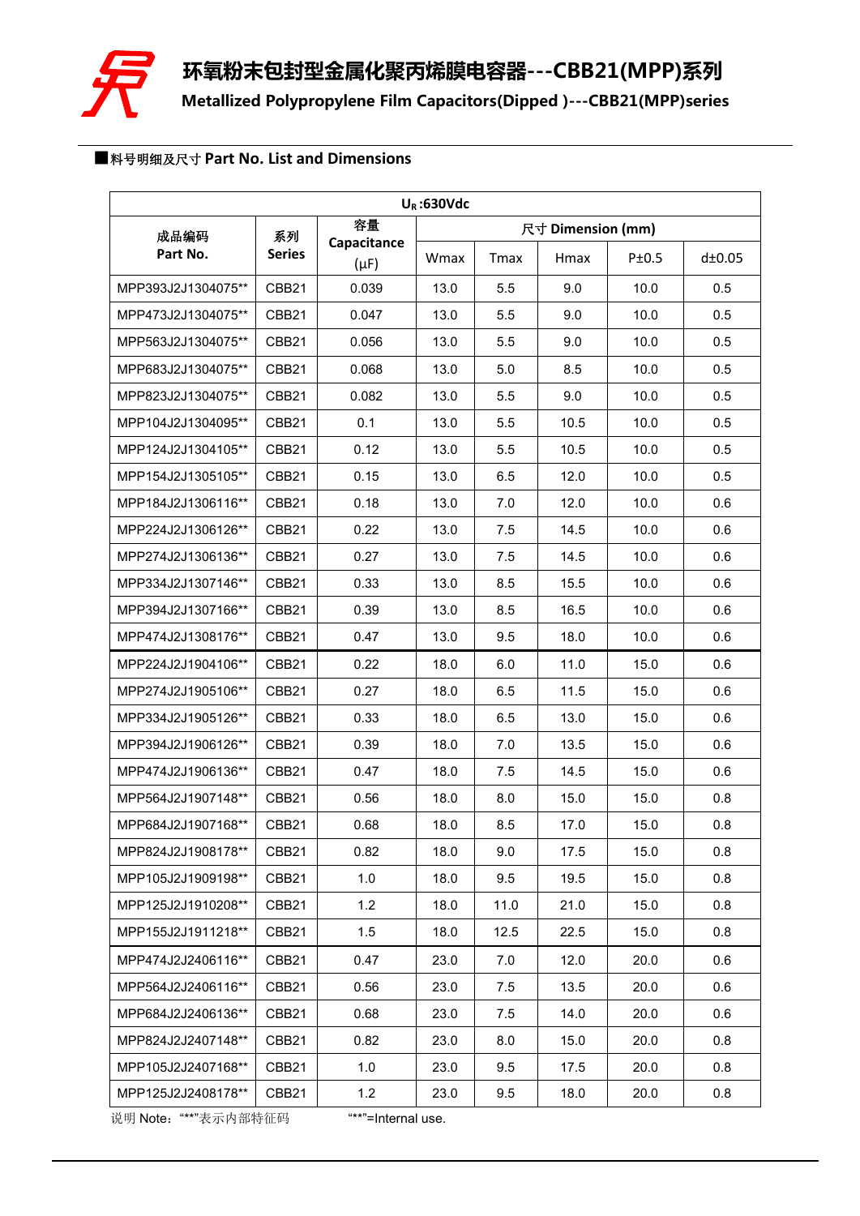# 环氧粉末包封型金属化聚丙烯膜电容器---CBB21(MPP)系列

## Metallized Polypropylene Film Capacitors(Dipped )---CBB21(MPP)series

■料号明细及尺寸 **Part No. List and Dimensions**

| $U_R$:630Vdc | | | | | | | |
|---|---|---|---|---|---|---|---|
| 成品编码 Part No. | 系列 Series | 容量 Capacitance (μF) | 尺寸 Dimension (mm) | | | | |
| | | | Wmax | Tmax | Hmax | P±0.5 | d±0.05 |
| MPP393J2J1304075** | CBB21 | 0.039 | 13.0 | 5.5 | 9.0 | 10.0 | 0.5 |
| MPP473J2J1304075** | CBB21 | 0.047 | 13.0 | 5.5 | 9.0 | 10.0 | 0.5 |
| MPP563J2J1304075** | CBB21 | 0.056 | 13.0 | 5.5 | 9.0 | 10.0 | 0.5 |
| MPP683J2J1304075** | CBB21 | 0.068 | 13.0 | 5.0 | 8.5 | 10.0 | 0.5 |
| MPP823J2J1304075** | CBB21 | 0.082 | 13.0 | 5.5 | 9.0 | 10.0 | 0.5 |
| MPP104J2J1304095** | CBB21 | 0.1 | 13.0 | 5.5 | 10.5 | 10.0 | 0.5 |
| MPP124J2J1304105** | CBB21 | 0.12 | 13.0 | 5.5 | 10.5 | 10.0 | 0.5 |
| MPP154J2J1305105** | CBB21 | 0.15 | 13.0 | 6.5 | 12.0 | 10.0 | 0.5 |
| MPP184J2J1306116** | CBB21 | 0.18 | 13.0 | 7.0 | 12.0 | 10.0 | 0.6 |
| MPP224J2J1306126** | CBB21 | 0.22 | 13.0 | 7.5 | 14.5 | 10.0 | 0.6 |
| MPP274J2J1306136** | CBB21 | 0.27 | 13.0 | 7.5 | 14.5 | 10.0 | 0.6 |
| MPP334J2J1307146** | CBB21 | 0.33 | 13.0 | 8.5 | 15.5 | 10.0 | 0.6 |
| MPP394J2J1307166** | CBB21 | 0.39 | 13.0 | 8.5 | 16.5 | 10.0 | 0.6 |
| MPP474J2J1308176** | CBB21 | 0.47 | 13.0 | 9.5 | 18.0 | 10.0 | 0.6 |
| MPP224J2J1904106** | CBB21 | 0.22 | 18.0 | 6.0 | 11.0 | 15.0 | 0.6 |
| MPP274J2J1905106** | CBB21 | 0.27 | 18.0 | 6.5 | 11.5 | 15.0 | 0.6 |
| MPP334J2J1905126** | CBB21 | 0.33 | 18.0 | 6.5 | 13.0 | 15.0 | 0.6 |
| MPP394J2J1906126** | CBB21 | 0.39 | 18.0 | 7.0 | 13.5 | 15.0 | 0.6 |
| MPP474J2J1906136** | CBB21 | 0.47 | 18.0 | 7.5 | 14.5 | 15.0 | 0.6 |
| MPP564J2J1907148** | CBB21 | 0.56 | 18.0 | 8.0 | 15.0 | 15.0 | 0.8 |
| MPP684J2J1907168** | CBB21 | 0.68 | 18.0 | 8.5 | 17.0 | 15.0 | 0.8 |
| MPP824J2J1908178** | CBB21 | 0.82 | 18.0 | 9.0 | 17.5 | 15.0 | 0.8 |
| MPP105J2J1909198** | CBB21 | 1.0 | 18.0 | 9.5 | 19.5 | 15.0 | 0.8 |
| MPP125J2J1910208** | CBB21 | 1.2 | 18.0 | 11.0 | 21.0 | 15.0 | 0.8 |
| MPP155J2J1911218** | CBB21 | 1.5 | 18.0 | 12.5 | 22.5 | 15.0 | 0.8 |
| MPP474J2J2406116** | CBB21 | 0.47 | 23.0 | 7.0 | 12.0 | 20.0 | 0.6 |
| MPP564J2J2406116** | CBB21 | 0.56 | 23.0 | 7.5 | 13.5 | 20.0 | 0.6 |
| MPP684J2J2406136** | CBB21 | 0.68 | 23.0 | 7.5 | 14.0 | 20.0 | 0.6 |
| MPP824J2J2407148** | CBB21 | 0.82 | 23.0 | 8.0 | 15.0 | 20.0 | 0.8 |
| MPP105J2J2407168** | CBB21 | 1.0 | 23.0 | 9.5 | 17.5 | 20.0 | 0.8 |
| MPP125J2J2408178** | CBB21 | 1.2 | 23.0 | 9.5 | 18.0 | 20.0 | 0.8 |

说明 Note："**"表示内部特征码　　"**"=Internal use.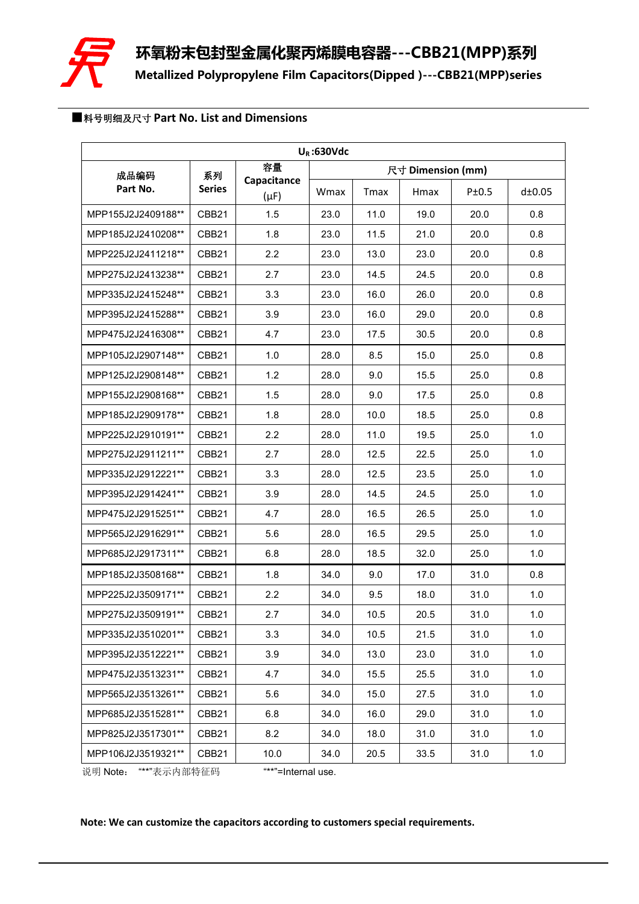# 环氧粉末包封型金属化聚丙烯膜电容器---CBB21(MPP)系列

## Metallized Polypropylene Film Capacitors(Dipped )---CBB21(MPP)series

■料号明细及尺寸 Part No. List and Dimensions

| $U_R$:630Vdc | | | | | | | |
|---|---|---|---|---|---|---|---|
| 成品编码 Part No. | 系列 Series | 容量 Capacitance (μF) | 尺寸 Dimension (mm) | | | | |
| | | | Wmax | Tmax | Hmax | P±0.5 | d±0.05 |
| MPP155J2J2409188** | CBB21 | 1.5 | 23.0 | 11.0 | 19.0 | 20.0 | 0.8 |
| MPP185J2J2410208** | CBB21 | 1.8 | 23.0 | 11.5 | 21.0 | 20.0 | 0.8 |
| MPP225J2J2411218** | CBB21 | 2.2 | 23.0 | 13.0 | 23.0 | 20.0 | 0.8 |
| MPP275J2J2413238** | CBB21 | 2.7 | 23.0 | 14.5 | 24.5 | 20.0 | 0.8 |
| MPP335J2J2415248** | CBB21 | 3.3 | 23.0 | 16.0 | 26.0 | 20.0 | 0.8 |
| MPP395J2J2415288** | CBB21 | 3.9 | 23.0 | 16.0 | 29.0 | 20.0 | 0.8 |
| MPP475J2J2416308** | CBB21 | 4.7 | 23.0 | 17.5 | 30.5 | 20.0 | 0.8 |
| MPP105J2J2907148** | CBB21 | 1.0 | 28.0 | 8.5 | 15.0 | 25.0 | 0.8 |
| MPP125J2J2908148** | CBB21 | 1.2 | 28.0 | 9.0 | 15.5 | 25.0 | 0.8 |
| MPP155J2J2908168** | CBB21 | 1.5 | 28.0 | 9.0 | 17.5 | 25.0 | 0.8 |
| MPP185J2J2909178** | CBB21 | 1.8 | 28.0 | 10.0 | 18.5 | 25.0 | 0.8 |
| MPP225J2J2910191** | CBB21 | 2.2 | 28.0 | 11.0 | 19.5 | 25.0 | 1.0 |
| MPP275J2J2911211** | CBB21 | 2.7 | 28.0 | 12.5 | 22.5 | 25.0 | 1.0 |
| MPP335J2J2912221** | CBB21 | 3.3 | 28.0 | 12.5 | 23.5 | 25.0 | 1.0 |
| MPP395J2J2914241** | CBB21 | 3.9 | 28.0 | 14.5 | 24.5 | 25.0 | 1.0 |
| MPP475J2J2915251** | CBB21 | 4.7 | 28.0 | 16.5 | 26.5 | 25.0 | 1.0 |
| MPP565J2J2916291** | CBB21 | 5.6 | 28.0 | 16.5 | 29.5 | 25.0 | 1.0 |
| MPP685J2J2917311** | CBB21 | 6.8 | 28.0 | 18.5 | 32.0 | 25.0 | 1.0 |
| MPP185J2J3508168** | CBB21 | 1.8 | 34.0 | 9.0 | 17.0 | 31.0 | 0.8 |
| MPP225J2J3509171** | CBB21 | 2.2 | 34.0 | 9.5 | 18.0 | 31.0 | 1.0 |
| MPP275J2J3509191** | CBB21 | 2.7 | 34.0 | 10.5 | 20.5 | 31.0 | 1.0 |
| MPP335J2J3510201** | CBB21 | 3.3 | 34.0 | 10.5 | 21.5 | 31.0 | 1.0 |
| MPP395J2J3512221** | CBB21 | 3.9 | 34.0 | 13.0 | 23.0 | 31.0 | 1.0 |
| MPP475J2J3513231** | CBB21 | 4.7 | 34.0 | 15.5 | 25.5 | 31.0 | 1.0 |
| MPP565J2J3513261** | CBB21 | 5.6 | 34.0 | 15.0 | 27.5 | 31.0 | 1.0 |
| MPP685J2J3515281** | CBB21 | 6.8 | 34.0 | 16.0 | 29.0 | 31.0 | 1.0 |
| MPP825J2J3517301** | CBB21 | 8.2 | 34.0 | 18.0 | 31.0 | 31.0 | 1.0 |
| MPP106J2J3519321** | CBB21 | 10.0 | 34.0 | 20.5 | 33.5 | 31.0 | 1.0 |

说明 Note: “**”表示内部特征码 “**”=Internal use.

**Note: We can customize the capacitors according to customers special requirements.**